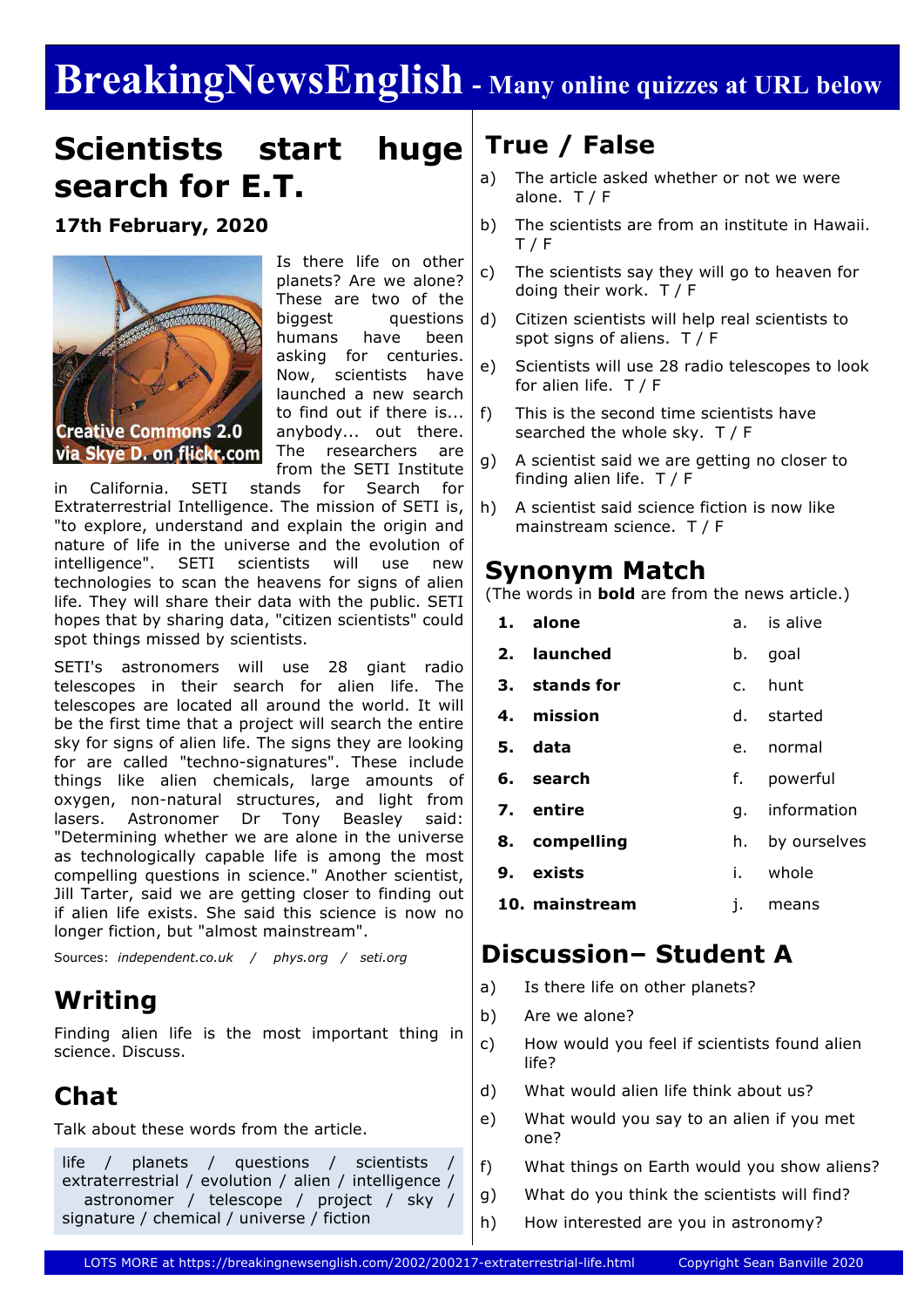# BreakingNewsEnglish - Many online quizzes at URL below

## Scientists start huge search for E.T.

**17th February, 2020**

Creative Commons 2.0 via Skye D. on flickr.com

Is there life on other planets? Are we alone? These are two of the biggest questions humans have been asking for centuries. Now, scientists have launched a new search to find out if there is... anybody... out there. The researchers are from the SETI Institute in California. SETI stands for Search for Extraterrestrial Intelligence. The mission of SETI is, "to explore, understand and explain the origin and nature of life in the universe and the evolution of intelligence". SETI scientists will use new technologies to scan the heavens for signs of alien life. They will share their data with the public. SETI hopes that by sharing data, "citizen scientists" could spot things missed by scientists.

SETI's astronomers will use 28 giant radio telescopes in their search for alien life. The telescopes are located all around the world. It will be the first time that a project will search the entire sky for signs of alien life. The signs they are looking for are called "techno-signatures". These include things like alien chemicals, large amounts of oxygen, non-natural structures, and light from lasers. Astronomer Dr Tony Beasley said: "Determining whether we are alone in the universe as technologically capable life is among the most compelling questions in science." Another scientist, Jill Tarter, said we are getting closer to finding out if alien life exists. She said this science is now no longer fiction, but "almost mainstream".

Sources: *independent.co.uk* / *phys.org* / *seti.org*

## Writing

Finding alien life is the most important thing in science. Discuss.

## Chat

Talk about these words from the article.

life / planets / questions / scientists / extraterrestrial / evolution / alien / intelligence / astronomer / telescope / project / sky / signature / chemical / universe / fiction

## True / False

a) The article asked whether or not we were alone. T / F

b) The scientists are from an institute in Hawaii. T / F

c) The scientists say they will go to heaven for doing their work. T / F

d) Citizen scientists will help real scientists to spot signs of aliens. T / F

e) Scientists will use 28 radio telescopes to look for alien life. T / F

f) This is the second time scientists have searched the whole sky. T / F

g) A scientist said we are getting no closer to finding alien life. T / F

h) A scientist said science fiction is now like mainstream science. T / F

## Synonym Match

(The words in **bold** are from the news article.)

| | | | |
|---|---|---|---|
| 1. | **alone** | a. | is alive |
| 2. | **launched** | b. | goal |
| 3. | **stands for** | c. | hunt |
| 4. | **mission** | d. | started |
| 5. | **data** | e. | normal |
| 6. | **search** | f. | powerful |
| 7. | **entire** | g. | information |
| 8. | **compelling** | h. | by ourselves |
| 9. | **exists** | i. | whole |
| 10. | **mainstream** | j. | means |

## Discussion– Student A

a) Is there life on other planets?

b) Are we alone?

c) How would you feel if scientists found alien life?

d) What would alien life think about us?

e) What would you say to an alien if you met one?

f) What things on Earth would you show aliens?

g) What do you think the scientists will find?

h) How interested are you in astronomy?

LOTS MORE at https://breakingnewsenglish.com/2002/200217-extraterrestrial-life.html Copyright Sean Banville 2020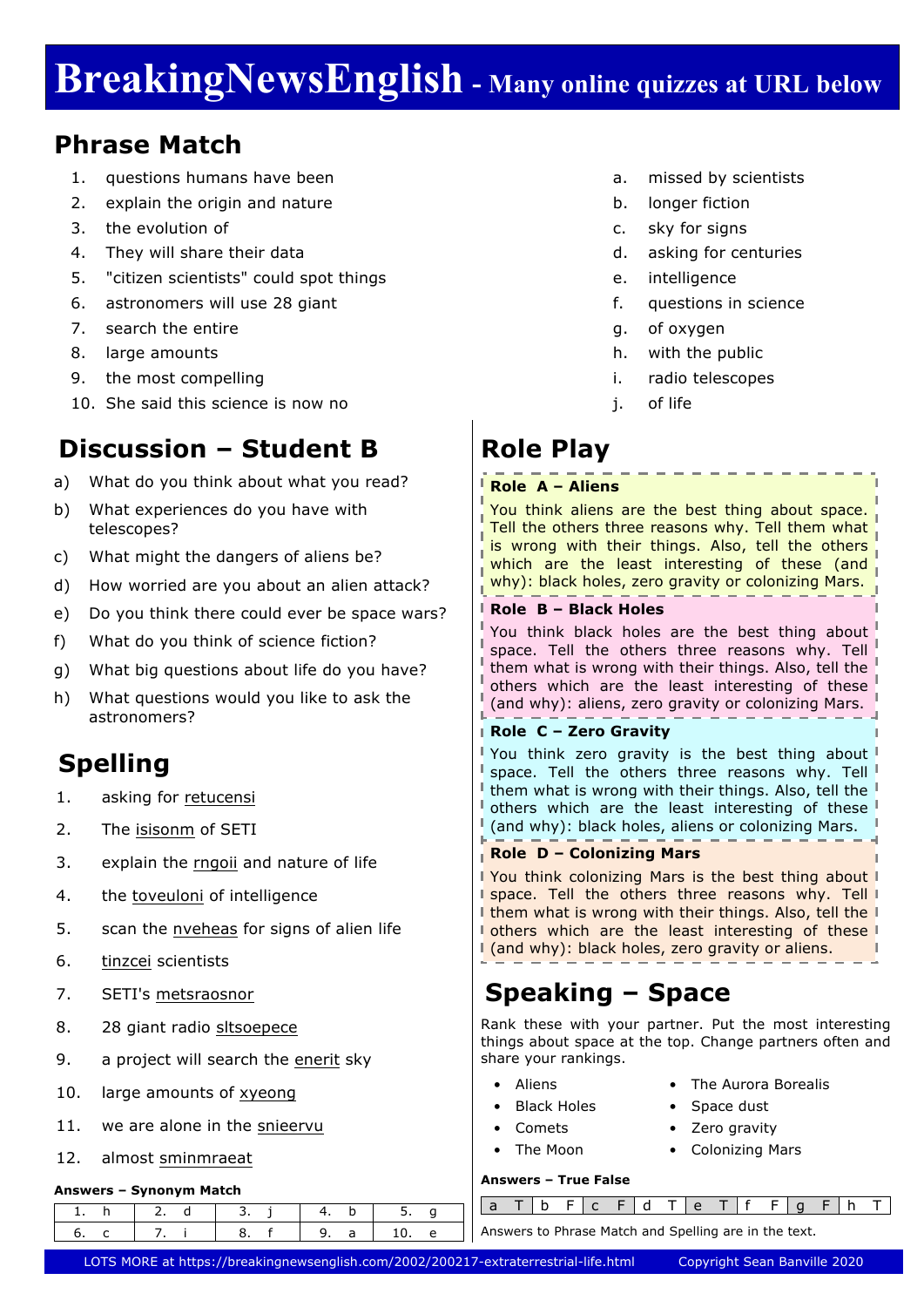# BreakingNewsEnglish - Many online quizzes at URL below

## Phrase Match

1. questions humans have been
2. explain the origin and nature
3. the evolution of
4. They will share their data
5. "citizen scientists" could spot things
6. astronomers will use 28 giant
7. search the entire
8. large amounts
9. the most compelling
10. She said this science is now no

a. missed by scientists
b. longer fiction
c. sky for signs
d. asking for centuries
e. intelligence
f. questions in science
g. of oxygen
h. with the public
i. radio telescopes
j. of life

## Discussion – Student B

a) What do you think about what you read?
b) What experiences do you have with telescopes?
c) What might the dangers of aliens be?
d) How worried are you about an alien attack?
e) Do you think there could ever be space wars?
f) What do you think of science fiction?
g) What big questions about life do you have?
h) What questions would you like to ask the astronomers?

## Spelling

1. asking for retucensi
2. The isisonm of SETI
3. explain the rngoii and nature of life
4. the toveuloni of intelligence
5. scan the nveheas for signs of alien life
6. tinzcei scientists
7. SETI's metsraosnor
8. 28 giant radio sltsoepece
9. a project will search the enerit sky
10. large amounts of xyeong
11. we are alone in the snieervu
12. almost sminmraeat

**Answers – Synonym Match**

| | | | | |
|---|---|---|---|---|
| 1. h | 2. d | 3. j | 4. b | 5. g |
| 6. c | 7. i | 8. f | 9. a | 10. e |

## Role Play

**Role A – Aliens**

You think aliens are the best thing about space. Tell the others three reasons why. Tell them what is wrong with their things. Also, tell the others which are the least interesting of these (and why): black holes, zero gravity or colonizing Mars.

**Role B – Black Holes**

You think black holes are the best thing about space. Tell the others three reasons why. Tell them what is wrong with their things. Also, tell the others which are the least interesting of these (and why): aliens, zero gravity or colonizing Mars.

**Role C – Zero Gravity**

You think zero gravity is the best thing about space. Tell the others three reasons why. Tell them what is wrong with their things. Also, tell the others which are the least interesting of these (and why): black holes, aliens or colonizing Mars.

**Role D – Colonizing Mars**

You think colonizing Mars is the best thing about space. Tell the others three reasons why. Tell them what is wrong with their things. Also, tell the others which are the least interesting of these (and why): black holes, zero gravity or aliens.

## Speaking – Space

Rank these with your partner. Put the most interesting things about space at the top. Change partners often and share your rankings.

- Aliens
- Black Holes
- Comets
- The Moon
- The Aurora Borealis
- Space dust
- Zero gravity
- Colonizing Mars

**Answers – True False**

| | | | | | | | | | | | | | | | |
|---|---|---|---|---|---|---|---|---|---|---|---|---|---|---|---|
| a | T | b | F | c | F | d | T | e | T | f | F | g | F | h | T |

Answers to Phrase Match and Spelling are in the text.

LOTS MORE at https://breakingnewsenglish.com/2002/200217-extraterrestrial-life.html Copyright Sean Banville 2020